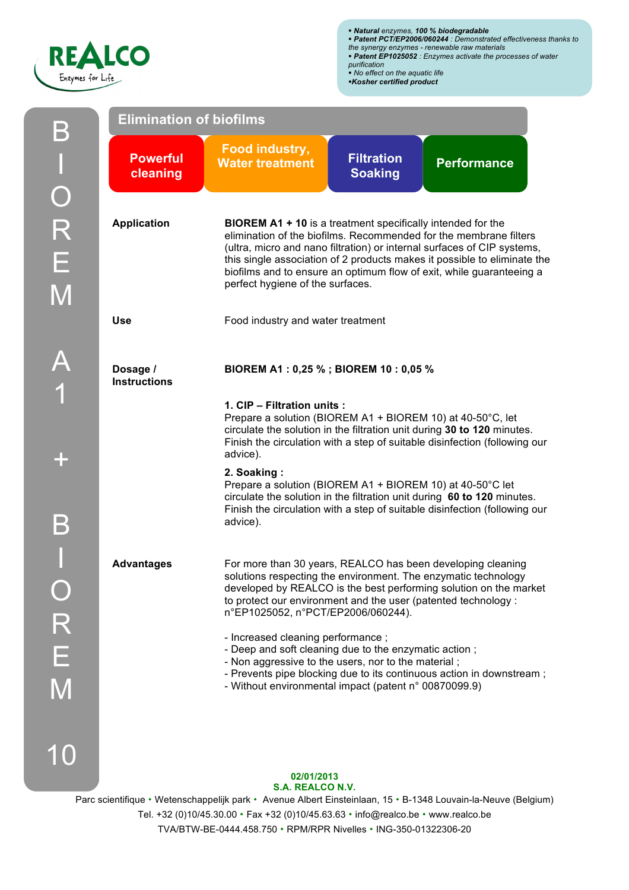REALCO
Enzymes for Life

- ***Natural** enzymes, **100 % biodegradable***
- ***Patent PCT/EP2006/060244** : Demonstrated effectiveness thanks to the synergy enzymes - renewable raw materials*
- ***Patent EP1025052** : Enzymes activate the processes of water purification*
- *No effect on the aquatic life*
- ***Kosher certified product***

# BIOREM A1 + BIOREM 10

## Elimination of biofilms

| Powerful cleaning | Food industry, Water treatment | Filtration Soaking | Performance |
|---|---|---|---|

**Application**

**BIOREM A1 + 10** is a treatment specifically intended for the elimination of the biofilms. Recommended for the membrane filters (ultra, micro and nano filtration) or internal surfaces of CIP systems, this single association of 2 products makes it possible to eliminate the biofilms and to ensure an optimum flow of exit, while guaranteeing a perfect hygiene of the surfaces.

**Use**

Food industry and water treatment

**Dosage / Instructions**

**BIOREM A1 : 0,25 % ; BIOREM 10 : 0,05 %**

**1. CIP – Filtration units :**
Prepare a solution (BIOREM A1 + BIOREM 10) at 40-50°C, let circulate the solution in the filtration unit during **30 to 120** minutes. Finish the circulation with a step of suitable disinfection (following our advice).

**2. Soaking :**
Prepare a solution (BIOREM A1 + BIOREM 10) at 40-50°C let circulate the solution in the filtration unit during **60 to 120** minutes. Finish the circulation with a step of suitable disinfection (following our advice).

**Advantages**

For more than 30 years, REALCO has been developing cleaning solutions respecting the environment. The enzymatic technology developed by REALCO is the best performing solution on the market to protect our environment and the user (patented technology : n°EP1025052, n°PCT/EP2006/060244).

- Increased cleaning performance ;
- Deep and soft cleaning due to the enzymatic action ;
- Non aggressive to the users, nor to the material ;
- Prevents pipe blocking due to its continuous action in downstream ;
- Without environmental impact (patent n° 00870099.9)

**02/01/2013**
**S.A. REALCO N.V.**
Parc scientifique • Wetenschappelijk park • Avenue Albert Einsteinlaan, 15 • B-1348 Louvain-la-Neuve (Belgium)
Tel. +32 (0)10/45.30.00 • Fax +32 (0)10/45.63.63 • info@realco.be • www.realco.be
TVA/BTW-BE-0444.458.750 • RPM/RPR Nivelles • ING-350-01322306-20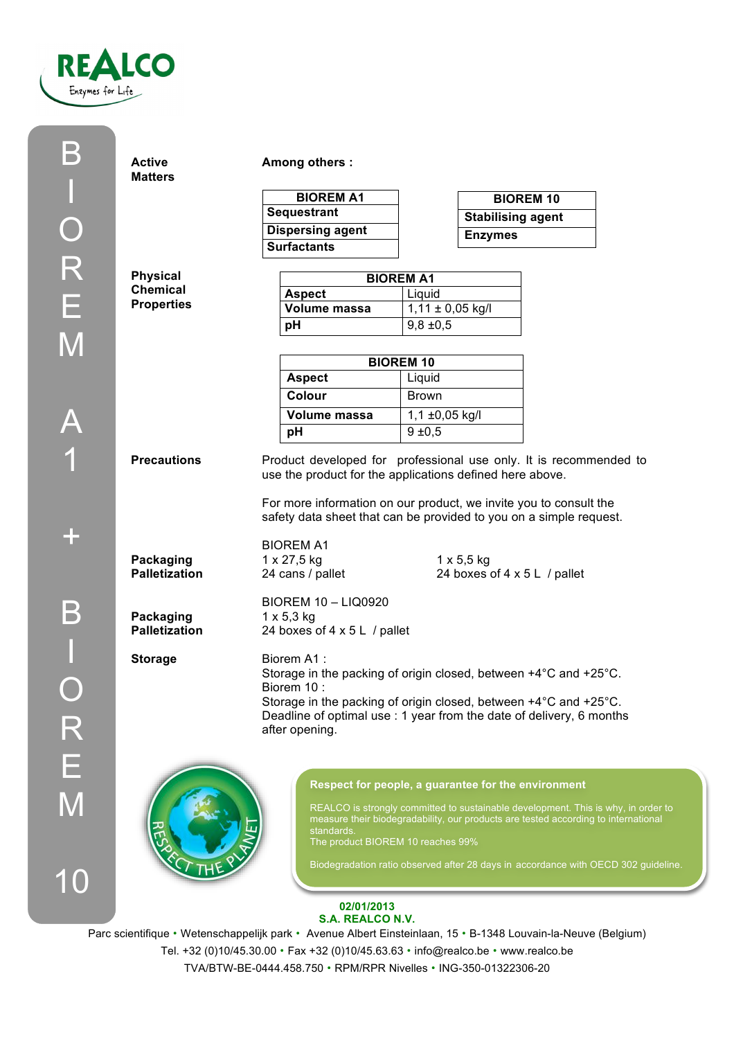BIOREM A1 + BIOREM 10

**Active Matters**

**Among others :**

| BIOREM A1 |
|---|
| **Sequestrant** |
| **Dispersing agent** |
| **Surfactants** |

| BIOREM 10 |
|---|
| **Stabilising agent** |
| **Enzymes** |

**Physical Chemical Properties**

| BIOREM A1 | |
|---|---|
| **Aspect** | Liquid |
| **Volume massa** | 1,11 ± 0,05 kg/l |
| **pH** | 9,8 ±0,5 |

| BIOREM 10 | |
|---|---|
| **Aspect** | Liquid |
| **Colour** | Brown |
| **Volume massa** | 1,1 ±0,05 kg/l |
| **pH** | 9 ±0,5 |

**Precautions**

Product developed for professional use only. It is recommended to use the product for the applications defined here above.

For more information on our product, we invite you to consult the safety data sheet that can be provided to you on a simple request.

**Packaging Palletization**

BIOREM A1
1 x 27,5 kg — 1 x 5,5 kg
24 cans / pallet — 24 boxes of 4 x 5 L / pallet

**Packaging Palletization**

BIOREM 10 – LIQ0920
1 x 5,3 kg
24 boxes of 4 x 5 L / pallet

**Storage**

Biorem A1 :
Storage in the packing of origin closed, between +4°C and +25°C.
Biorem 10 :
Storage in the packing of origin closed, between +4°C and +25°C.
Deadline of optimal use : 1 year from the date of delivery, 6 months after opening.

RESPECT THE PLANET

**Respect for people, a guarantee for the environment**

REALCO is strongly committed to sustainable development. This is why, in order to measure their biodegradability, our products are tested according to international standards.
The product BIOREM 10 reaches 99%

Biodegradation ratio observed after 28 days in accordance with OECD 302 guideline.

**02/01/2013**
**S.A. REALCO N.V.**

Parc scientifique • Wetenschappelijk park • Avenue Albert Einsteinlaan, 15 • B-1348 Louvain-la-Neuve (Belgium)
Tel. +32 (0)10/45.30.00 • Fax +32 (0)10/45.63.63 • info@realco.be • www.realco.be
TVA/BTW-BE-0444.458.750 • RPM/RPR Nivelles • ING-350-01322306-20